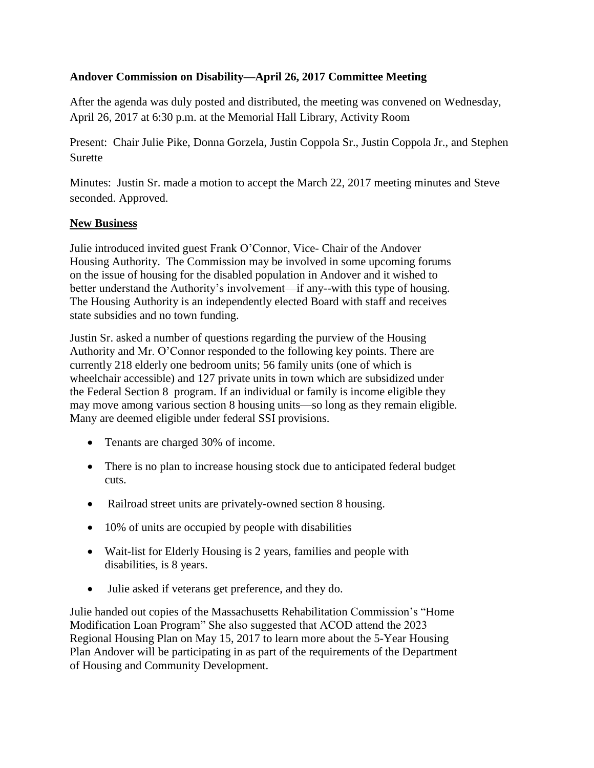**Andover Commission on Disability—April 26, 2017 Committee Meeting**

After the agenda was duly posted and distributed, the meeting was convened on Wednesday, April 26, 2017 at 6:30 p.m. at the Memorial Hall Library, Activity Room

Present: Chair Julie Pike, Donna Gorzela, Justin Coppola Sr., Justin Coppola Jr., and Stephen Surette

Minutes: Justin Sr. made a motion to accept the March 22, 2017 meeting minutes and Steve seconded. Approved.

**New Business**

Julie introduced invited guest Frank O'Connor, Vice- Chair of the Andover Housing Authority. The Commission may be involved in some upcoming forums on the issue of housing for the disabled population in Andover and it wished to better understand the Authority's involvement—if any--with this type of housing. The Housing Authority is an independently elected Board with staff and receives state subsidies and no town funding.

Justin Sr. asked a number of questions regarding the purview of the Housing Authority and Mr. O'Connor responded to the following key points. There are currently 218 elderly one bedroom units; 56 family units (one of which is wheelchair accessible) and 127 private units in town which are subsidized under the Federal Section 8 program. If an individual or family is income eligible they may move among various section 8 housing units—so long as they remain eligible. Many are deemed eligible under federal SSI provisions.

- Tenants are charged 30% of income.
- There is no plan to increase housing stock due to anticipated federal budget cuts.
- Railroad street units are privately-owned section 8 housing.
- 10% of units are occupied by people with disabilities
- Wait-list for Elderly Housing is 2 years, families and people with disabilities, is 8 years.
- Julie asked if veterans get preference, and they do.

Julie handed out copies of the Massachusetts Rehabilitation Commission's "Home Modification Loan Program" She also suggested that ACOD attend the 2023 Regional Housing Plan on May 15, 2017 to learn more about the 5-Year Housing Plan Andover will be participating in as part of the requirements of the Department of Housing and Community Development.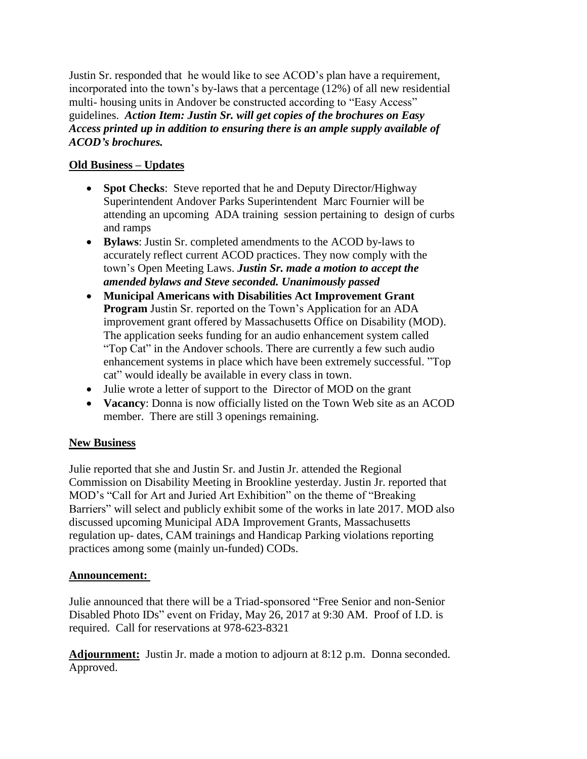Justin Sr. responded that he would like to see ACOD's plan have a requirement, incorporated into the town's by-laws that a percentage (12%) of all new residential multi- housing units in Andover be constructed according to "Easy Access" guidelines. ***Action Item: Justin Sr. will get copies of the brochures on Easy Access printed up in addition to ensuring there is an ample supply available of ACOD's brochures.***

## Old Business – Updates

- **Spot Checks**: Steve reported that he and Deputy Director/Highway Superintendent Andover Parks Superintendent Marc Fournier will be attending an upcoming ADA training session pertaining to design of curbs and ramps
- **Bylaws**: Justin Sr. completed amendments to the ACOD by-laws to accurately reflect current ACOD practices. They now comply with the town's Open Meeting Laws. ***Justin Sr. made a motion to accept the amended bylaws and Steve seconded. Unanimously passed***
- **Municipal Americans with Disabilities Act Improvement Grant Program** Justin Sr. reported on the Town's Application for an ADA improvement grant offered by Massachusetts Office on Disability (MOD). The application seeks funding for an audio enhancement system called "Top Cat" in the Andover schools. There are currently a few such audio enhancement systems in place which have been extremely successful. "Top cat" would ideally be available in every class in town.
- Julie wrote a letter of support to the Director of MOD on the grant
- **Vacancy**: Donna is now officially listed on the Town Web site as an ACOD member. There are still 3 openings remaining.

## New Business

Julie reported that she and Justin Sr. and Justin Jr. attended the Regional Commission on Disability Meeting in Brookline yesterday. Justin Jr. reported that MOD's "Call for Art and Juried Art Exhibition" on the theme of "Breaking Barriers" will select and publicly exhibit some of the works in late 2017. MOD also discussed upcoming Municipal ADA Improvement Grants, Massachusetts regulation up- dates, CAM trainings and Handicap Parking violations reporting practices among some (mainly un-funded) CODs.

## Announcement:

Julie announced that there will be a Triad-sponsored "Free Senior and non-Senior Disabled Photo IDs" event on Friday, May 26, 2017 at 9:30 AM. Proof of I.D. is required. Call for reservations at 978-623-8321

**Adjournment:** Justin Jr. made a motion to adjourn at 8:12 p.m. Donna seconded. Approved.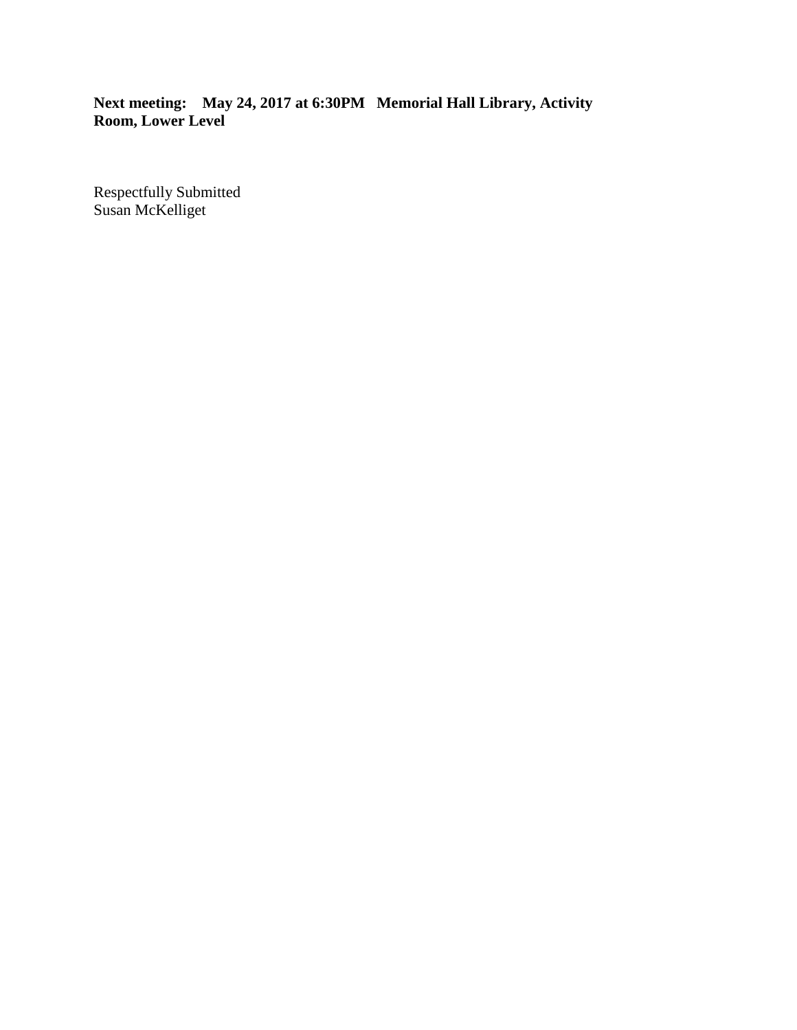**Next meeting: May 24, 2017 at 6:30PM Memorial Hall Library, Activity Room, Lower Level**

Respectfully Submitted
Susan McKelliget